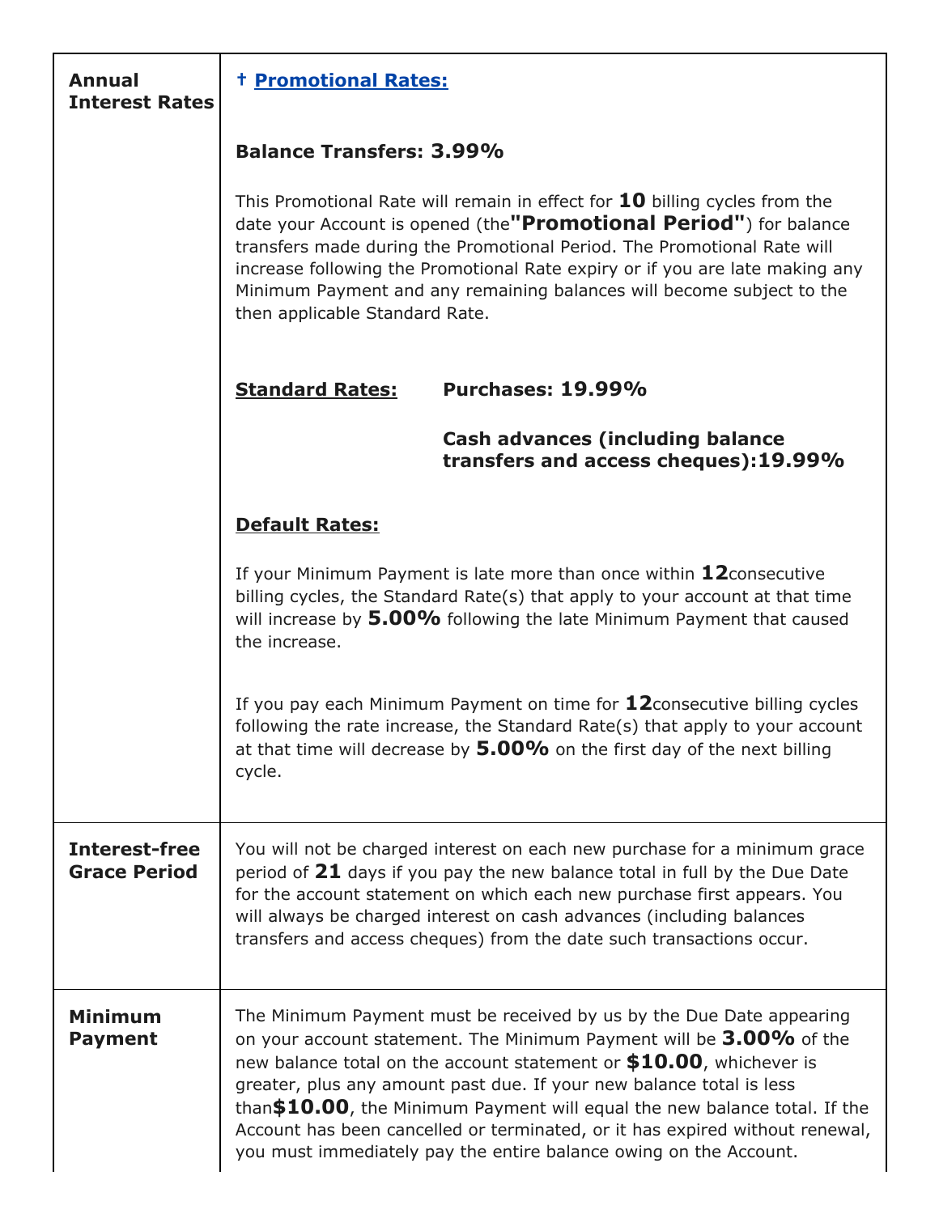| | |
|---|---|
| **Annual Interest Rates** | **† Promotional Rates:**<br><br>**Balance Transfers: 3.99%**<br><br>This Promotional Rate will remain in effect for **10** billing cycles from the date your Account is opened (the **"Promotional Period"**) for balance transfers made during the Promotional Period. The Promotional Rate will increase following the Promotional Rate expiry or if you are late making any Minimum Payment and any remaining balances will become subject to the then applicable Standard Rate.<br><br>**Standard Rates:** **Purchases: 19.99%**<br><br>**Cash advances (including balance transfers and access cheques):19.99%**<br><br>**Default Rates:**<br><br>If your Minimum Payment is late more than once within **12** consecutive billing cycles, the Standard Rate(s) that apply to your account at that time will increase by **5.00%** following the late Minimum Payment that caused the increase.<br><br>If you pay each Minimum Payment on time for **12** consecutive billing cycles following the rate increase, the Standard Rate(s) that apply to your account at that time will decrease by **5.00%** on the first day of the next billing cycle. |
| **Interest-free Grace Period** | You will not be charged interest on each new purchase for a minimum grace period of **21** days if you pay the new balance total in full by the Due Date for the account statement on which each new purchase first appears. You will always be charged interest on cash advances (including balances transfers and access cheques) from the date such transactions occur. |
| **Minimum Payment** | The Minimum Payment must be received by us by the Due Date appearing on your account statement. The Minimum Payment will be **3.00%** of the new balance total on the account statement or **$10.00**, whichever is greater, plus any amount past due. If your new balance total is less than **$10.00**, the Minimum Payment will equal the new balance total. If the Account has been cancelled or terminated, or it has expired without renewal, you must immediately pay the entire balance owing on the Account. |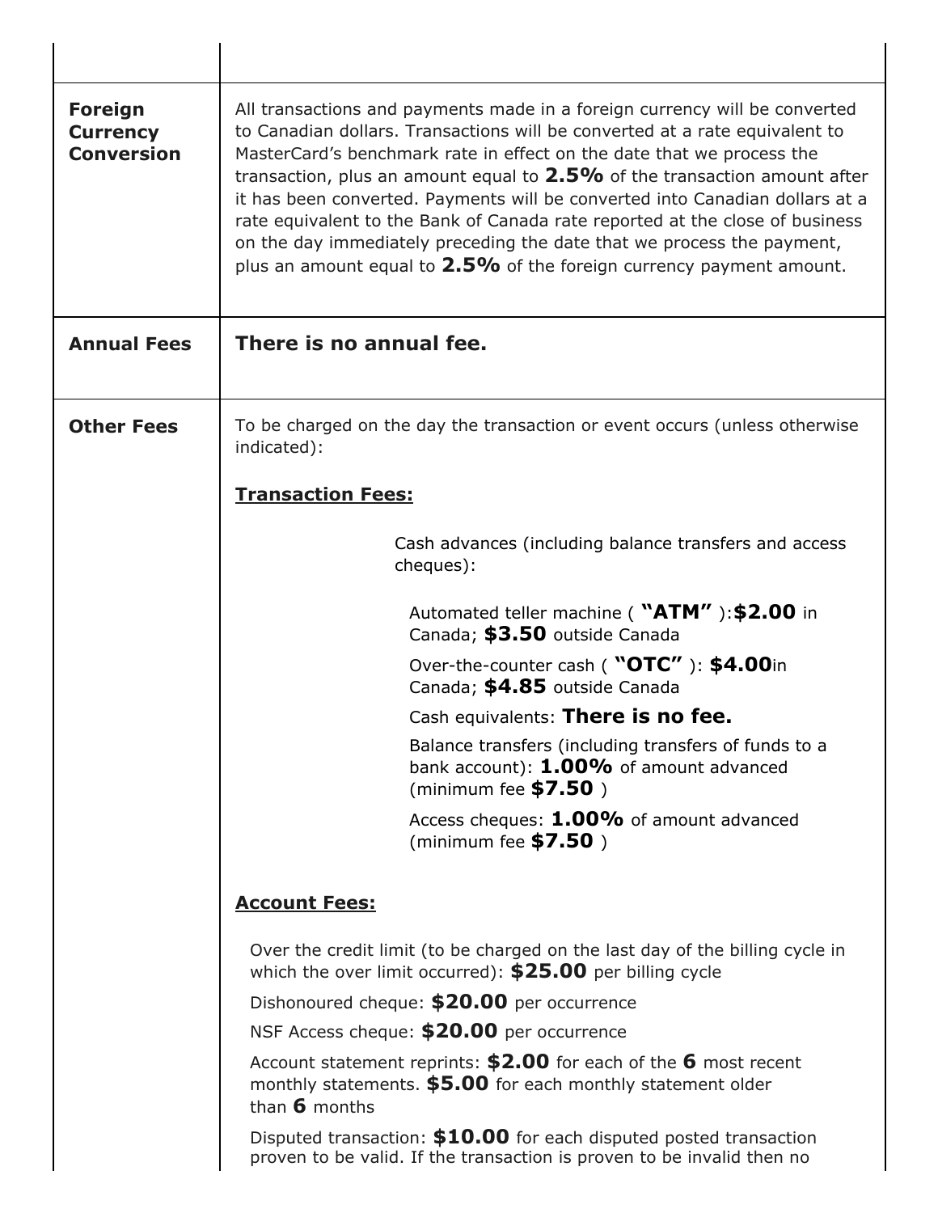| | |
|---|---|
| | |
| **Foreign Currency Conversion** | All transactions and payments made in a foreign currency will be converted to Canadian dollars. Transactions will be converted at a rate equivalent to MasterCard's benchmark rate in effect on the date that we process the transaction, plus an amount equal to **2.5%** of the transaction amount after it has been converted. Payments will be converted into Canadian dollars at a rate equivalent to the Bank of Canada rate reported at the close of business on the day immediately preceding the date that we process the payment, plus an amount equal to **2.5%** of the foreign currency payment amount. |
| **Annual Fees** | **There is no annual fee.** |
| **Other Fees** | To be charged on the day the transaction or event occurs (unless otherwise indicated):<br><br>**<u>Transaction Fees:</u>**<br><br>Cash advances (including balance transfers and access cheques):<br><br>Automated teller machine ( **"ATM"** ):**$2.00** in Canada; **$3.50** outside Canada<br>Over-the-counter cash ( **"OTC"** ): **$4.00**in Canada; **$4.85** outside Canada<br>Cash equivalents: **There is no fee.**<br>Balance transfers (including transfers of funds to a bank account): **1.00%** of amount advanced (minimum fee **$7.50** )<br>Access cheques: **1.00%** of amount advanced (minimum fee **$7.50** )<br><br>**<u>Account Fees:</u>**<br><br>Over the credit limit (to be charged on the last day of the billing cycle in which the over limit occurred): **$25.00** per billing cycle<br>Dishonoured cheque: **$20.00** per occurrence<br>NSF Access cheque: **$20.00** per occurrence<br>Account statement reprints: **$2.00** for each of the **6** most recent monthly statements. **$5.00** for each monthly statement older than **6** months<br>Disputed transaction: **$10.00** for each disputed posted transaction proven to be valid. If the transaction is proven to be invalid then no |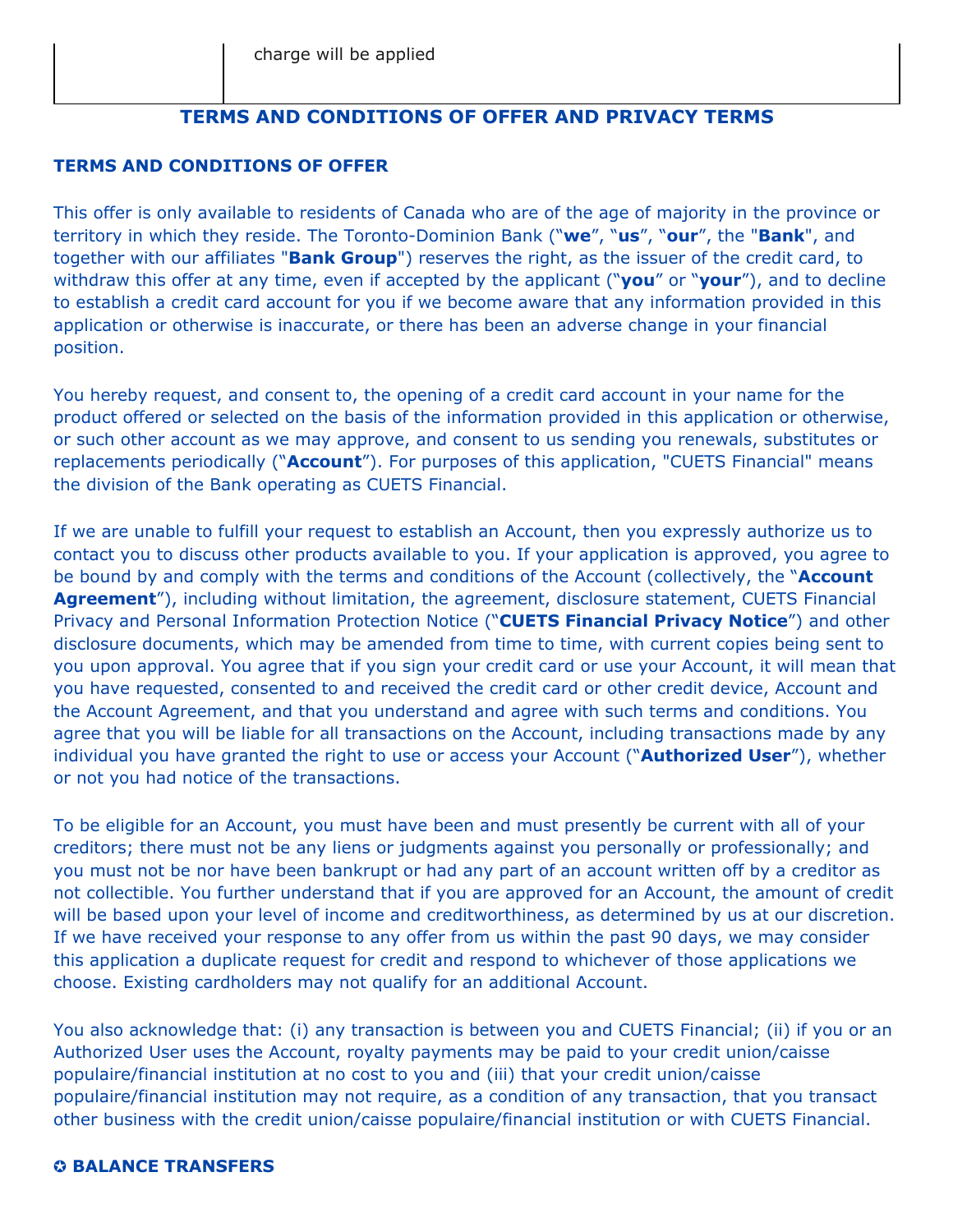| | charge will be applied |
|---|---|

## TERMS AND CONDITIONS OF OFFER AND PRIVACY TERMS

### TERMS AND CONDITIONS OF OFFER

This offer is only available to residents of Canada who are of the age of majority in the province or territory in which they reside. The Toronto-Dominion Bank ("**we**", "**us**", "**our**", the "**Bank**", and together with our affiliates "**Bank Group**") reserves the right, as the issuer of the credit card, to withdraw this offer at any time, even if accepted by the applicant ("**you**" or "**your**"), and to decline to establish a credit card account for you if we become aware that any information provided in this application or otherwise is inaccurate, or there has been an adverse change in your financial position.

You hereby request, and consent to, the opening of a credit card account in your name for the product offered or selected on the basis of the information provided in this application or otherwise, or such other account as we may approve, and consent to us sending you renewals, substitutes or replacements periodically ("**Account**"). For purposes of this application, "CUETS Financial" means the division of the Bank operating as CUETS Financial.

If we are unable to fulfill your request to establish an Account, then you expressly authorize us to contact you to discuss other products available to you. If your application is approved, you agree to be bound by and comply with the terms and conditions of the Account (collectively, the "**Account Agreement**"), including without limitation, the agreement, disclosure statement, CUETS Financial Privacy and Personal Information Protection Notice ("**CUETS Financial Privacy Notice**") and other disclosure documents, which may be amended from time to time, with current copies being sent to you upon approval. You agree that if you sign your credit card or use your Account, it will mean that you have requested, consented to and received the credit card or other credit device, Account and the Account Agreement, and that you understand and agree with such terms and conditions. You agree that you will be liable for all transactions on the Account, including transactions made by any individual you have granted the right to use or access your Account ("**Authorized User**"), whether or not you had notice of the transactions.

To be eligible for an Account, you must have been and must presently be current with all of your creditors; there must not be any liens or judgments against you personally or professionally; and you must not be nor have been bankrupt or had any part of an account written off by a creditor as not collectible. You further understand that if you are approved for an Account, the amount of credit will be based upon your level of income and creditworthiness, as determined by us at our discretion. If we have received your response to any offer from us within the past 90 days, we may consider this application a duplicate request for credit and respond to whichever of those applications we choose. Existing cardholders may not qualify for an additional Account.

You also acknowledge that: (i) any transaction is between you and CUETS Financial; (ii) if you or an Authorized User uses the Account, royalty payments may be paid to your credit union/caisse populaire/financial institution at no cost to you and (iii) that your credit union/caisse populaire/financial institution may not require, as a condition of any transaction, that you transact other business with the credit union/caisse populaire/financial institution or with CUETS Financial.

### ✪ BALANCE TRANSFERS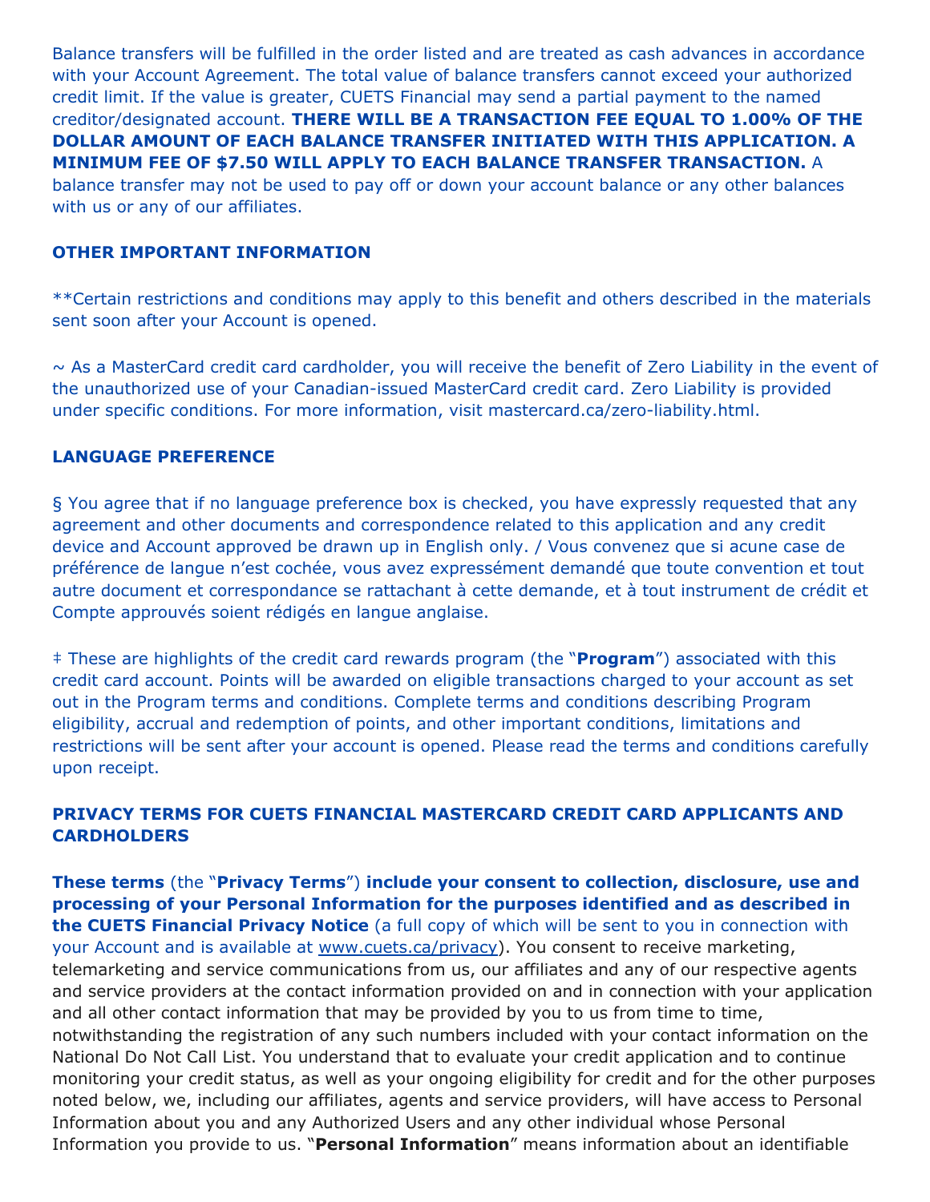Balance transfers will be fulfilled in the order listed and are treated as cash advances in accordance with your Account Agreement. The total value of balance transfers cannot exceed your authorized credit limit. If the value is greater, CUETS Financial may send a partial payment to the named creditor/designated account. **THERE WILL BE A TRANSACTION FEE EQUAL TO 1.00% OF THE DOLLAR AMOUNT OF EACH BALANCE TRANSFER INITIATED WITH THIS APPLICATION. A MINIMUM FEE OF $7.50 WILL APPLY TO EACH BALANCE TRANSFER TRANSACTION.** A balance transfer may not be used to pay off or down your account balance or any other balances with us or any of our affiliates.

**OTHER IMPORTANT INFORMATION**

**Certain restrictions and conditions may apply to this benefit and others described in the materials sent soon after your Account is opened.

~ As a MasterCard credit card cardholder, you will receive the benefit of Zero Liability in the event of the unauthorized use of your Canadian-issued MasterCard credit card. Zero Liability is provided under specific conditions. For more information, visit mastercard.ca/zero-liability.html.

**LANGUAGE PREFERENCE**

§ You agree that if no language preference box is checked, you have expressly requested that any agreement and other documents and correspondence related to this application and any credit device and Account approved be drawn up in English only. / Vous convenez que si acune case de préférence de langue n'est cochée, vous avez expressément demandé que toute convention et tout autre document et correspondance se rattachant à cette demande, et à tout instrument de crédit et Compte approuvés soient rédigés en langue anglaise.

‡ These are highlights of the credit card rewards program (the "**Program**") associated with this credit card account. Points will be awarded on eligible transactions charged to your account as set out in the Program terms and conditions. Complete terms and conditions describing Program eligibility, accrual and redemption of points, and other important conditions, limitations and restrictions will be sent after your account is opened. Please read the terms and conditions carefully upon receipt.

**PRIVACY TERMS FOR CUETS FINANCIAL MASTERCARD CREDIT CARD APPLICANTS AND CARDHOLDERS**

**These terms** (the "**Privacy Terms**") **include your consent to collection, disclosure, use and processing of your Personal Information for the purposes identified and as described in the CUETS Financial Privacy Notice** (a full copy of which will be sent to you in connection with your Account and is available at www.cuets.ca/privacy). You consent to receive marketing, telemarketing and service communications from us, our affiliates and any of our respective agents and service providers at the contact information provided on and in connection with your application and all other contact information that may be provided by you to us from time to time, notwithstanding the registration of any such numbers included with your contact information on the National Do Not Call List. You understand that to evaluate your credit application and to continue monitoring your credit status, as well as your ongoing eligibility for credit and for the other purposes noted below, we, including our affiliates, agents and service providers, will have access to Personal Information about you and any Authorized Users and any other individual whose Personal Information you provide to us. "**Personal Information**" means information about an identifiable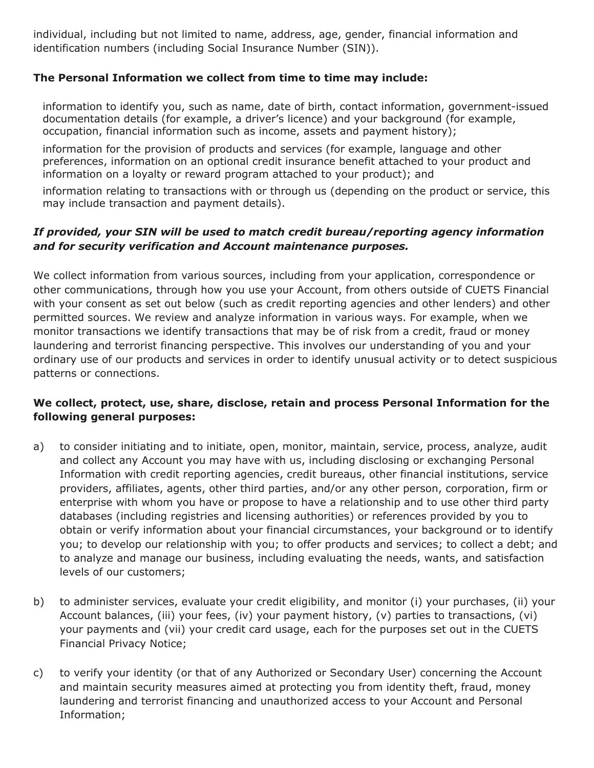individual, including but not limited to name, address, age, gender, financial information and identification numbers (including Social Insurance Number (SIN)).

**The Personal Information we collect from time to time may include:**

- information to identify you, such as name, date of birth, contact information, government-issued documentation details (for example, a driver's licence) and your background (for example, occupation, financial information such as income, assets and payment history);
- information for the provision of products and services (for example, language and other preferences, information on an optional credit insurance benefit attached to your product and information on a loyalty or reward program attached to your product); and
- information relating to transactions with or through us (depending on the product or service, this may include transaction and payment details).

***If provided, your SIN will be used to match credit bureau/reporting agency information and for security verification and Account maintenance purposes.***

We collect information from various sources, including from your application, correspondence or other communications, through how you use your Account, from others outside of CUETS Financial with your consent as set out below (such as credit reporting agencies and other lenders) and other permitted sources. We review and analyze information in various ways. For example, when we monitor transactions we identify transactions that may be of risk from a credit, fraud or money laundering and terrorist financing perspective. This involves our understanding of you and your ordinary use of our products and services in order to identify unusual activity or to detect suspicious patterns or connections.

**We collect, protect, use, share, disclose, retain and process Personal Information for the following general purposes:**

a) to consider initiating and to initiate, open, monitor, maintain, service, process, analyze, audit and collect any Account you may have with us, including disclosing or exchanging Personal Information with credit reporting agencies, credit bureaus, other financial institutions, service providers, affiliates, agents, other third parties, and/or any other person, corporation, firm or enterprise with whom you have or propose to have a relationship and to use other third party databases (including registries and licensing authorities) or references provided by you to obtain or verify information about your financial circumstances, your background or to identify you; to develop our relationship with you; to offer products and services; to collect a debt; and to analyze and manage our business, including evaluating the needs, wants, and satisfaction levels of our customers;

b) to administer services, evaluate your credit eligibility, and monitor (i) your purchases, (ii) your Account balances, (iii) your fees, (iv) your payment history, (v) parties to transactions, (vi) your payments and (vii) your credit card usage, each for the purposes set out in the CUETS Financial Privacy Notice;

c) to verify your identity (or that of any Authorized or Secondary User) concerning the Account and maintain security measures aimed at protecting you from identity theft, fraud, money laundering and terrorist financing and unauthorized access to your Account and Personal Information;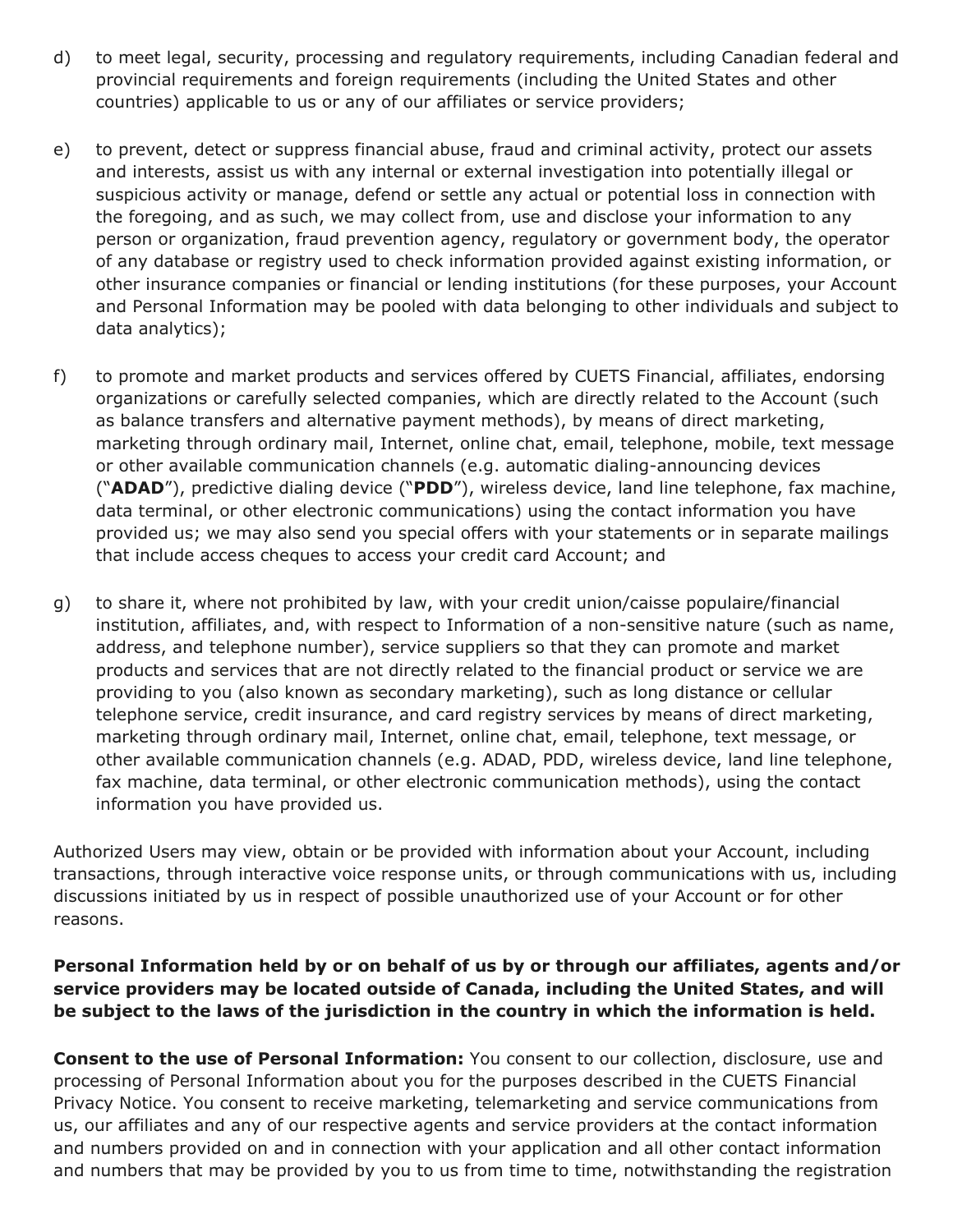d) to meet legal, security, processing and regulatory requirements, including Canadian federal and provincial requirements and foreign requirements (including the United States and other countries) applicable to us or any of our affiliates or service providers;

e) to prevent, detect or suppress financial abuse, fraud and criminal activity, protect our assets and interests, assist us with any internal or external investigation into potentially illegal or suspicious activity or manage, defend or settle any actual or potential loss in connection with the foregoing, and as such, we may collect from, use and disclose your information to any person or organization, fraud prevention agency, regulatory or government body, the operator of any database or registry used to check information provided against existing information, or other insurance companies or financial or lending institutions (for these purposes, your Account and Personal Information may be pooled with data belonging to other individuals and subject to data analytics);

f) to promote and market products and services offered by CUETS Financial, affiliates, endorsing organizations or carefully selected companies, which are directly related to the Account (such as balance transfers and alternative payment methods), by means of direct marketing, marketing through ordinary mail, Internet, online chat, email, telephone, mobile, text message or other available communication channels (e.g. automatic dialing-announcing devices ("**ADAD**"), predictive dialing device ("**PDD**"), wireless device, land line telephone, fax machine, data terminal, or other electronic communications) using the contact information you have provided us; we may also send you special offers with your statements or in separate mailings that include access cheques to access your credit card Account; and

g) to share it, where not prohibited by law, with your credit union/caisse populaire/financial institution, affiliates, and, with respect to Information of a non-sensitive nature (such as name, address, and telephone number), service suppliers so that they can promote and market products and services that are not directly related to the financial product or service we are providing to you (also known as secondary marketing), such as long distance or cellular telephone service, credit insurance, and card registry services by means of direct marketing, marketing through ordinary mail, Internet, online chat, email, telephone, text message, or other available communication channels (e.g. ADAD, PDD, wireless device, land line telephone, fax machine, data terminal, or other electronic communication methods), using the contact information you have provided us.

Authorized Users may view, obtain or be provided with information about your Account, including transactions, through interactive voice response units, or through communications with us, including discussions initiated by us in respect of possible unauthorized use of your Account or for other reasons.

**Personal Information held by or on behalf of us by or through our affiliates, agents and/or service providers may be located outside of Canada, including the United States, and will be subject to the laws of the jurisdiction in the country in which the information is held.**

**Consent to the use of Personal Information:** You consent to our collection, disclosure, use and processing of Personal Information about you for the purposes described in the CUETS Financial Privacy Notice. You consent to receive marketing, telemarketing and service communications from us, our affiliates and any of our respective agents and service providers at the contact information and numbers provided on and in connection with your application and all other contact information and numbers that may be provided by you to us from time to time, notwithstanding the registration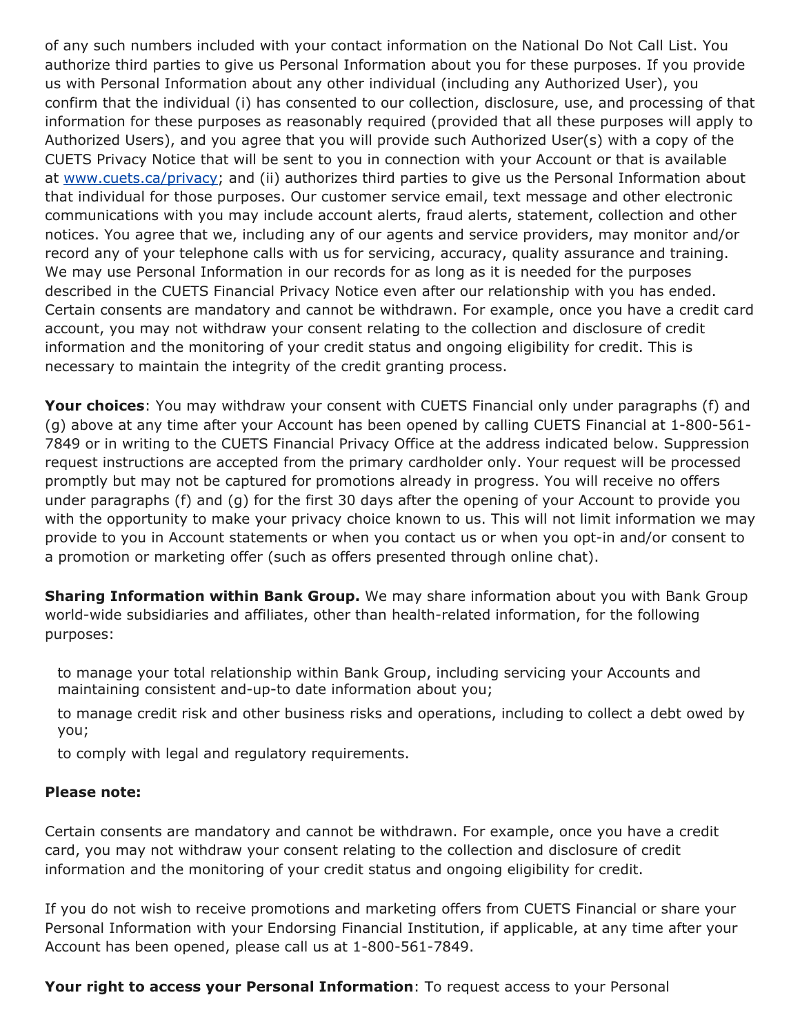of any such numbers included with your contact information on the National Do Not Call List. You authorize third parties to give us Personal Information about you for these purposes. If you provide us with Personal Information about any other individual (including any Authorized User), you confirm that the individual (i) has consented to our collection, disclosure, use, and processing of that information for these purposes as reasonably required (provided that all these purposes will apply to Authorized Users), and you agree that you will provide such Authorized User(s) with a copy of the CUETS Privacy Notice that will be sent to you in connection with your Account or that is available at [www.cuets.ca/privacy](www.cuets.ca/privacy); and (ii) authorizes third parties to give us the Personal Information about that individual for those purposes. Our customer service email, text message and other electronic communications with you may include account alerts, fraud alerts, statement, collection and other notices. You agree that we, including any of our agents and service providers, may monitor and/or record any of your telephone calls with us for servicing, accuracy, quality assurance and training. We may use Personal Information in our records for as long as it is needed for the purposes described in the CUETS Financial Privacy Notice even after our relationship with you has ended. Certain consents are mandatory and cannot be withdrawn. For example, once you have a credit card account, you may not withdraw your consent relating to the collection and disclosure of credit information and the monitoring of your credit status and ongoing eligibility for credit. This is necessary to maintain the integrity of the credit granting process.

**Your choices**: You may withdraw your consent with CUETS Financial only under paragraphs (f) and (g) above at any time after your Account has been opened by calling CUETS Financial at 1-800-561-7849 or in writing to the CUETS Financial Privacy Office at the address indicated below. Suppression request instructions are accepted from the primary cardholder only. Your request will be processed promptly but may not be captured for promotions already in progress. You will receive no offers under paragraphs (f) and (g) for the first 30 days after the opening of your Account to provide you with the opportunity to make your privacy choice known to us. This will not limit information we may provide to you in Account statements or when you contact us or when you opt-in and/or consent to a promotion or marketing offer (such as offers presented through online chat).

**Sharing Information within Bank Group.** We may share information about you with Bank Group world-wide subsidiaries and affiliates, other than health-related information, for the following purposes:

- to manage your total relationship within Bank Group, including servicing your Accounts and maintaining consistent and-up-to date information about you;
- to manage credit risk and other business risks and operations, including to collect a debt owed by you;
- to comply with legal and regulatory requirements.

**Please note:**

Certain consents are mandatory and cannot be withdrawn. For example, once you have a credit card, you may not withdraw your consent relating to the collection and disclosure of credit information and the monitoring of your credit status and ongoing eligibility for credit.

If you do not wish to receive promotions and marketing offers from CUETS Financial or share your Personal Information with your Endorsing Financial Institution, if applicable, at any time after your Account has been opened, please call us at 1-800-561-7849.

**Your right to access your Personal Information**: To request access to your Personal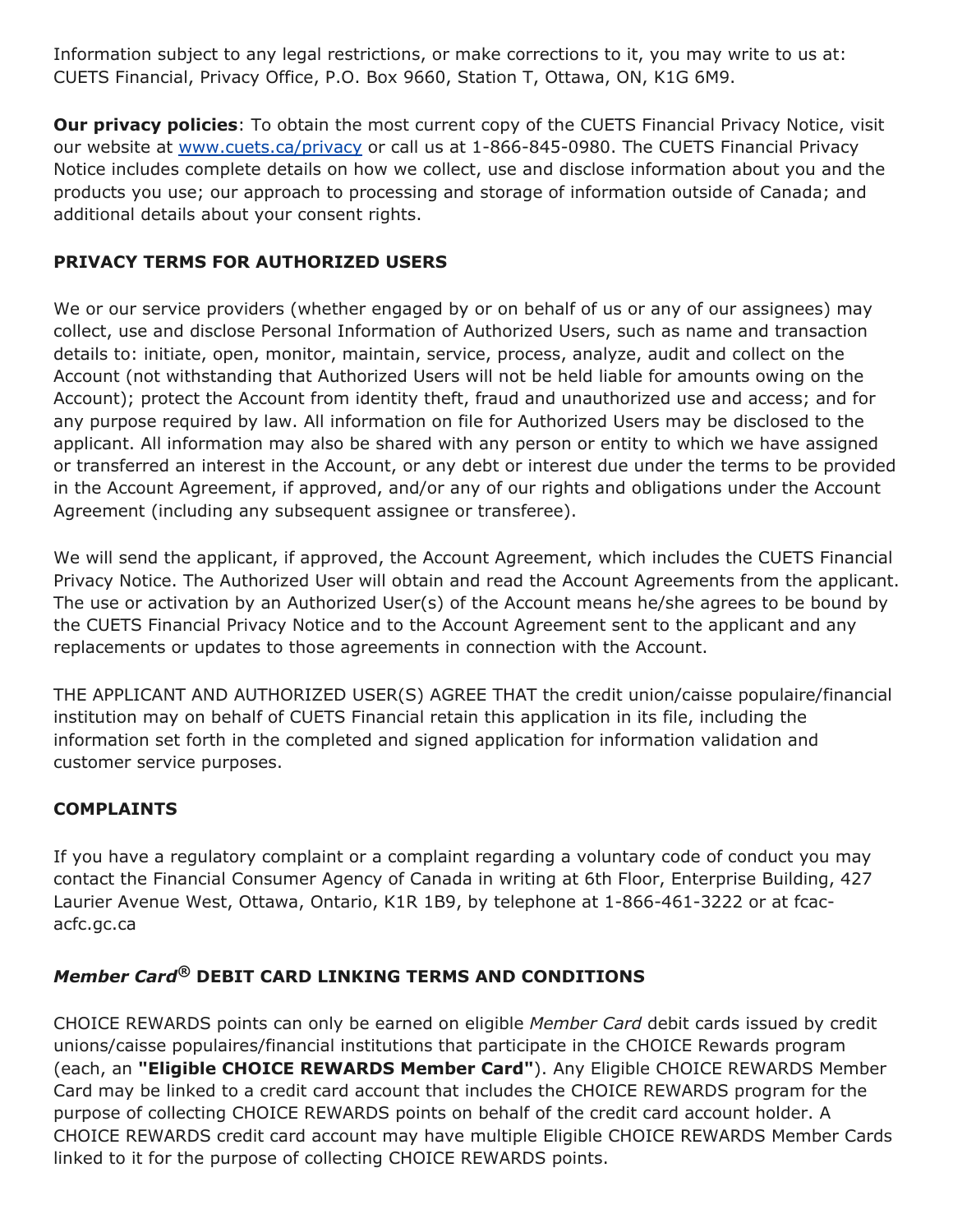Information subject to any legal restrictions, or make corrections to it, you may write to us at: CUETS Financial, Privacy Office, P.O. Box 9660, Station T, Ottawa, ON, K1G 6M9.

**Our privacy policies**: To obtain the most current copy of the CUETS Financial Privacy Notice, visit our website at www.cuets.ca/privacy or call us at 1-866-845-0980. The CUETS Financial Privacy Notice includes complete details on how we collect, use and disclose information about you and the products you use; our approach to processing and storage of information outside of Canada; and additional details about your consent rights.

## PRIVACY TERMS FOR AUTHORIZED USERS

We or our service providers (whether engaged by or on behalf of us or any of our assignees) may collect, use and disclose Personal Information of Authorized Users, such as name and transaction details to: initiate, open, monitor, maintain, service, process, analyze, audit and collect on the Account (not withstanding that Authorized Users will not be held liable for amounts owing on the Account); protect the Account from identity theft, fraud and unauthorized use and access; and for any purpose required by law. All information on file for Authorized Users may be disclosed to the applicant. All information may also be shared with any person or entity to which we have assigned or transferred an interest in the Account, or any debt or interest due under the terms to be provided in the Account Agreement, if approved, and/or any of our rights and obligations under the Account Agreement (including any subsequent assignee or transferee).

We will send the applicant, if approved, the Account Agreement, which includes the CUETS Financial Privacy Notice. The Authorized User will obtain and read the Account Agreements from the applicant. The use or activation by an Authorized User(s) of the Account means he/she agrees to be bound by the CUETS Financial Privacy Notice and to the Account Agreement sent to the applicant and any replacements or updates to those agreements in connection with the Account.

THE APPLICANT AND AUTHORIZED USER(S) AGREE THAT the credit union/caisse populaire/financial institution may on behalf of CUETS Financial retain this application in its file, including the information set forth in the completed and signed application for information validation and customer service purposes.

## COMPLAINTS

If you have a regulatory complaint or a complaint regarding a voluntary code of conduct you may contact the Financial Consumer Agency of Canada in writing at 6th Floor, Enterprise Building, 427 Laurier Avenue West, Ottawa, Ontario, K1R 1B9, by telephone at 1-866-461-3222 or at fcac-acfc.gc.ca

## *Member Card®* DEBIT CARD LINKING TERMS AND CONDITIONS

CHOICE REWARDS points can only be earned on eligible *Member Card* debit cards issued by credit unions/caisse populaires/financial institutions that participate in the CHOICE Rewards program (each, an **"Eligible CHOICE REWARDS Member Card"**). Any Eligible CHOICE REWARDS Member Card may be linked to a credit card account that includes the CHOICE REWARDS program for the purpose of collecting CHOICE REWARDS points on behalf of the credit card account holder. A CHOICE REWARDS credit card account may have multiple Eligible CHOICE REWARDS Member Cards linked to it for the purpose of collecting CHOICE REWARDS points.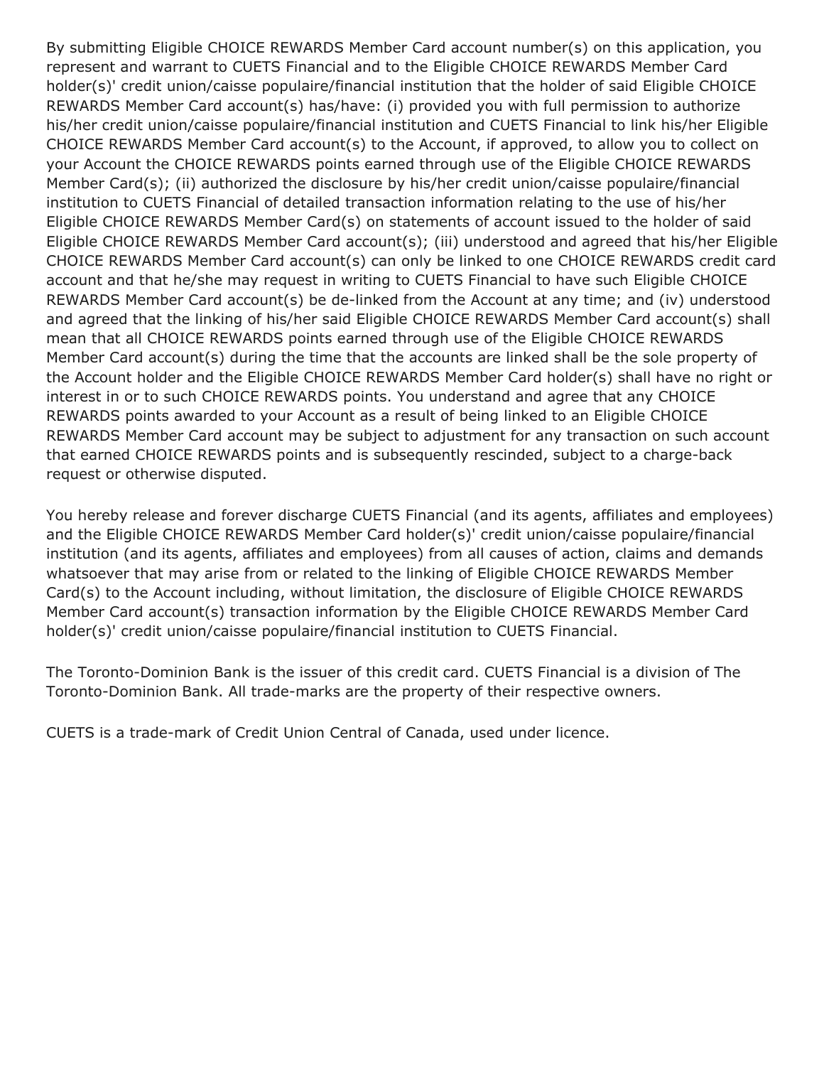By submitting Eligible CHOICE REWARDS Member Card account number(s) on this application, you represent and warrant to CUETS Financial and to the Eligible CHOICE REWARDS Member Card holder(s)' credit union/caisse populaire/financial institution that the holder of said Eligible CHOICE REWARDS Member Card account(s) has/have: (i) provided you with full permission to authorize his/her credit union/caisse populaire/financial institution and CUETS Financial to link his/her Eligible CHOICE REWARDS Member Card account(s) to the Account, if approved, to allow you to collect on your Account the CHOICE REWARDS points earned through use of the Eligible CHOICE REWARDS Member Card(s); (ii) authorized the disclosure by his/her credit union/caisse populaire/financial institution to CUETS Financial of detailed transaction information relating to the use of his/her Eligible CHOICE REWARDS Member Card(s) on statements of account issued to the holder of said Eligible CHOICE REWARDS Member Card account(s); (iii) understood and agreed that his/her Eligible CHOICE REWARDS Member Card account(s) can only be linked to one CHOICE REWARDS credit card account and that he/she may request in writing to CUETS Financial to have such Eligible CHOICE REWARDS Member Card account(s) be de-linked from the Account at any time; and (iv) understood and agreed that the linking of his/her said Eligible CHOICE REWARDS Member Card account(s) shall mean that all CHOICE REWARDS points earned through use of the Eligible CHOICE REWARDS Member Card account(s) during the time that the accounts are linked shall be the sole property of the Account holder and the Eligible CHOICE REWARDS Member Card holder(s) shall have no right or interest in or to such CHOICE REWARDS points. You understand and agree that any CHOICE REWARDS points awarded to your Account as a result of being linked to an Eligible CHOICE REWARDS Member Card account may be subject to adjustment for any transaction on such account that earned CHOICE REWARDS points and is subsequently rescinded, subject to a charge-back request or otherwise disputed.

You hereby release and forever discharge CUETS Financial (and its agents, affiliates and employees) and the Eligible CHOICE REWARDS Member Card holder(s)' credit union/caisse populaire/financial institution (and its agents, affiliates and employees) from all causes of action, claims and demands whatsoever that may arise from or related to the linking of Eligible CHOICE REWARDS Member Card(s) to the Account including, without limitation, the disclosure of Eligible CHOICE REWARDS Member Card account(s) transaction information by the Eligible CHOICE REWARDS Member Card holder(s)' credit union/caisse populaire/financial institution to CUETS Financial.

The Toronto-Dominion Bank is the issuer of this credit card. CUETS Financial is a division of The Toronto-Dominion Bank. All trade-marks are the property of their respective owners.

CUETS is a trade-mark of Credit Union Central of Canada, used under licence.